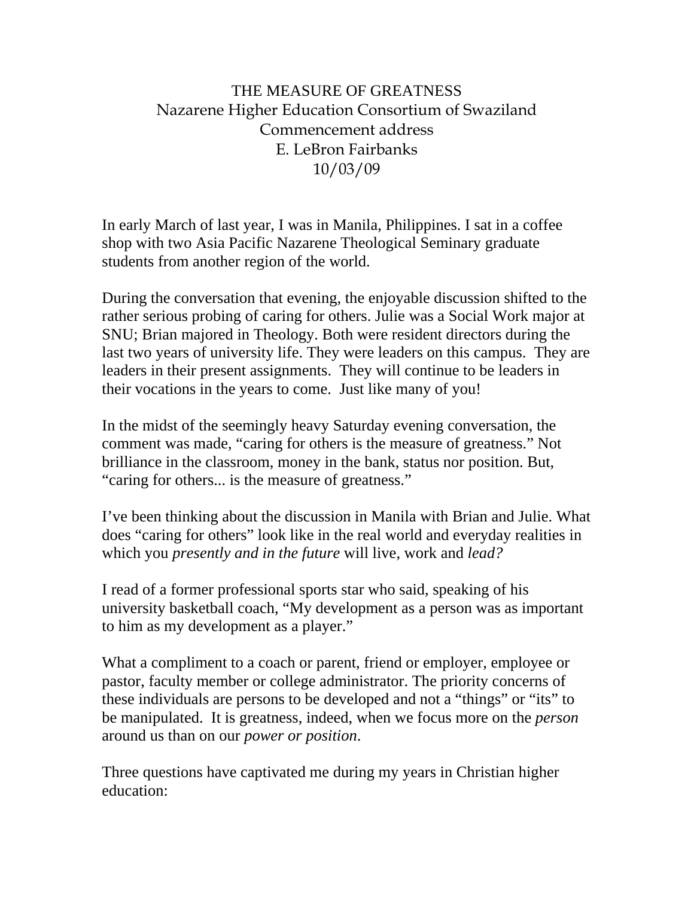# THE MEASURE OF GREATNESS

Nazarene Higher Education Consortium of Swaziland
Commencement address
E. LeBron Fairbanks
10/03/09

In early March of last year, I was in Manila, Philippines. I sat in a coffee shop with two Asia Pacific Nazarene Theological Seminary graduate students from another region of the world.

During the conversation that evening, the enjoyable discussion shifted to the rather serious probing of caring for others. Julie was a Social Work major at SNU; Brian majored in Theology. Both were resident directors during the last two years of university life. They were leaders on this campus. They are leaders in their present assignments. They will continue to be leaders in their vocations in the years to come. Just like many of you!

In the midst of the seemingly heavy Saturday evening conversation, the comment was made, "caring for others is the measure of greatness." Not brilliance in the classroom, money in the bank, status nor position. But, "caring for others... is the measure of greatness."

I've been thinking about the discussion in Manila with Brian and Julie. What does "caring for others" look like in the real world and everyday realities in which you *presently and in the future* will live, work and *lead?*

I read of a former professional sports star who said, speaking of his university basketball coach, "My development as a person was as important to him as my development as a player."

What a compliment to a coach or parent, friend or employer, employee or pastor, faculty member or college administrator. The priority concerns of these individuals are persons to be developed and not a "things" or "its" to be manipulated. It is greatness, indeed, when we focus more on the *person* around us than on our *power or position*.

Three questions have captivated me during my years in Christian higher education: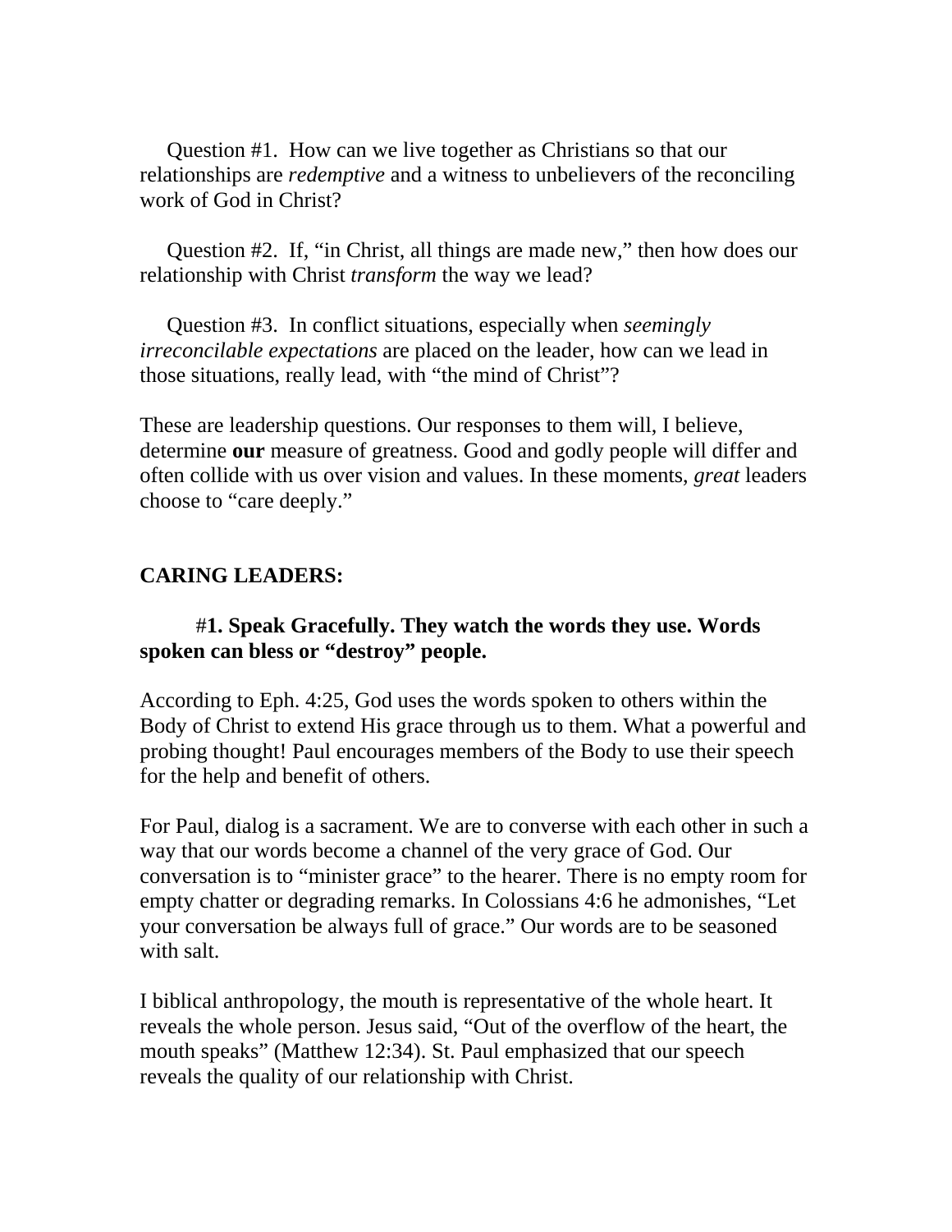Question #1. How can we live together as Christians so that our relationships are *redemptive* and a witness to unbelievers of the reconciling work of God in Christ?

Question #2. If, "in Christ, all things are made new," then how does our relationship with Christ *transform* the way we lead?

Question #3. In conflict situations, especially when *seemingly irreconcilable expectations* are placed on the leader, how can we lead in those situations, really lead, with "the mind of Christ"?

These are leadership questions. Our responses to them will, I believe, determine **our** measure of greatness. Good and godly people will differ and often collide with us over vision and values. In these moments, *great* leaders choose to "care deeply."

**CARING LEADERS:**

**#1. Speak Gracefully. They watch the words they use. Words spoken can bless or "destroy" people.**

According to Eph. 4:25, God uses the words spoken to others within the Body of Christ to extend His grace through us to them. What a powerful and probing thought! Paul encourages members of the Body to use their speech for the help and benefit of others.

For Paul, dialog is a sacrament. We are to converse with each other in such a way that our words become a channel of the very grace of God. Our conversation is to "minister grace" to the hearer. There is no empty room for empty chatter or degrading remarks. In Colossians 4:6 he admonishes, "Let your conversation be always full of grace." Our words are to be seasoned with salt.

I biblical anthropology, the mouth is representative of the whole heart. It reveals the whole person. Jesus said, "Out of the overflow of the heart, the mouth speaks" (Matthew 12:34). St. Paul emphasized that our speech reveals the quality of our relationship with Christ.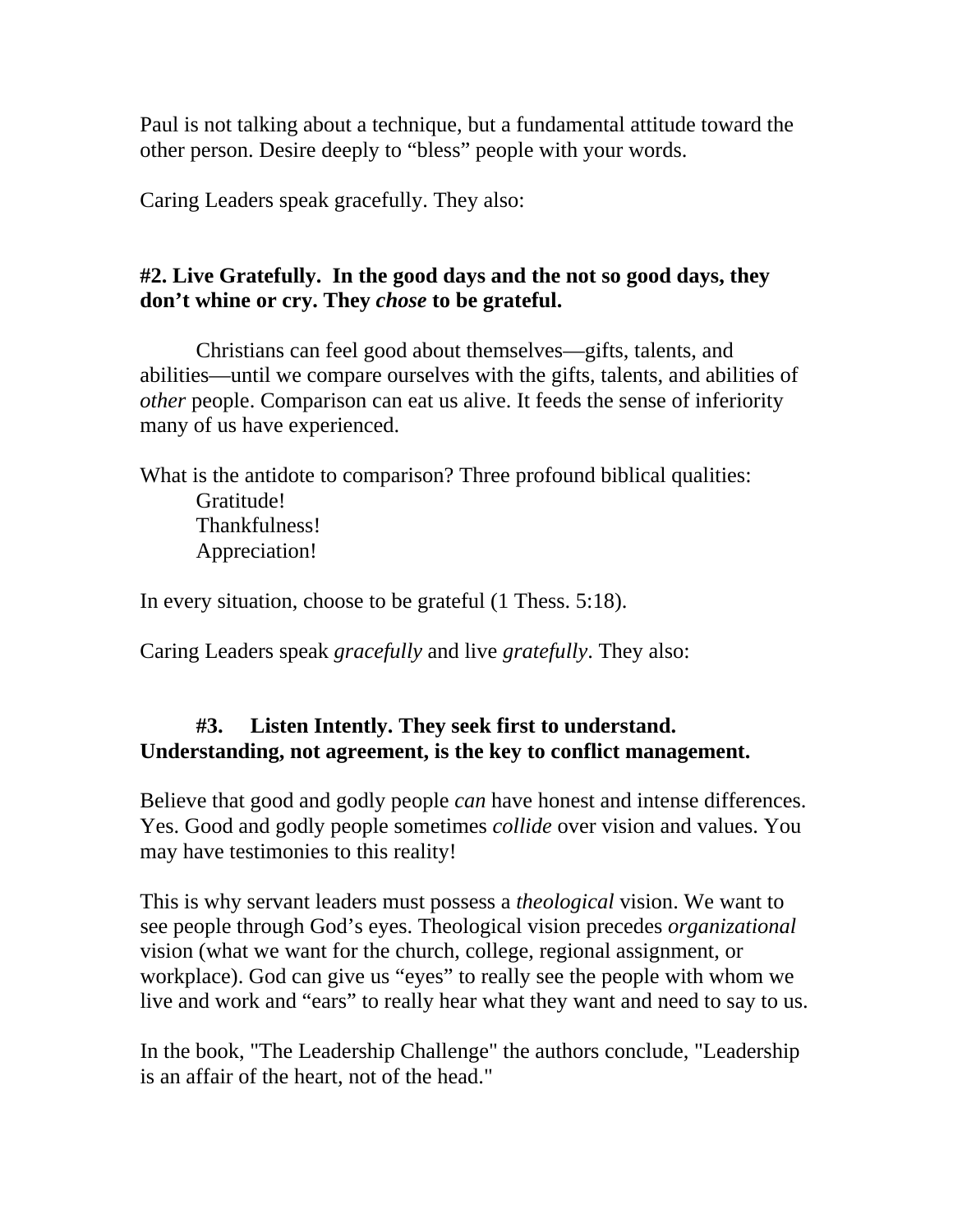Paul is not talking about a technique, but a fundamental attitude toward the other person. Desire deeply to "bless" people with your words.

Caring Leaders speak gracefully. They also:

**#2. Live Gratefully. In the good days and the not so good days, they don't whine or cry. They *chose* to be grateful.**

Christians can feel good about themselves—gifts, talents, and abilities—until we compare ourselves with the gifts, talents, and abilities of *other* people. Comparison can eat us alive. It feeds the sense of inferiority many of us have experienced.

What is the antidote to comparison? Three profound biblical qualities:

Gratitude!
Thankfulness!
Appreciation!

In every situation, choose to be grateful (1 Thess. 5:18).

Caring Leaders speak *gracefully* and live *gratefully*. They also:

**#3. Listen Intently. They seek first to understand. Understanding, not agreement, is the key to conflict management.**

Believe that good and godly people *can* have honest and intense differences. Yes. Good and godly people sometimes *collide* over vision and values. You may have testimonies to this reality!

This is why servant leaders must possess a *theological* vision. We want to see people through God's eyes. Theological vision precedes *organizational* vision (what we want for the church, college, regional assignment, or workplace). God can give us "eyes" to really see the people with whom we live and work and "ears" to really hear what they want and need to say to us.

In the book, "The Leadership Challenge" the authors conclude, "Leadership is an affair of the heart, not of the head."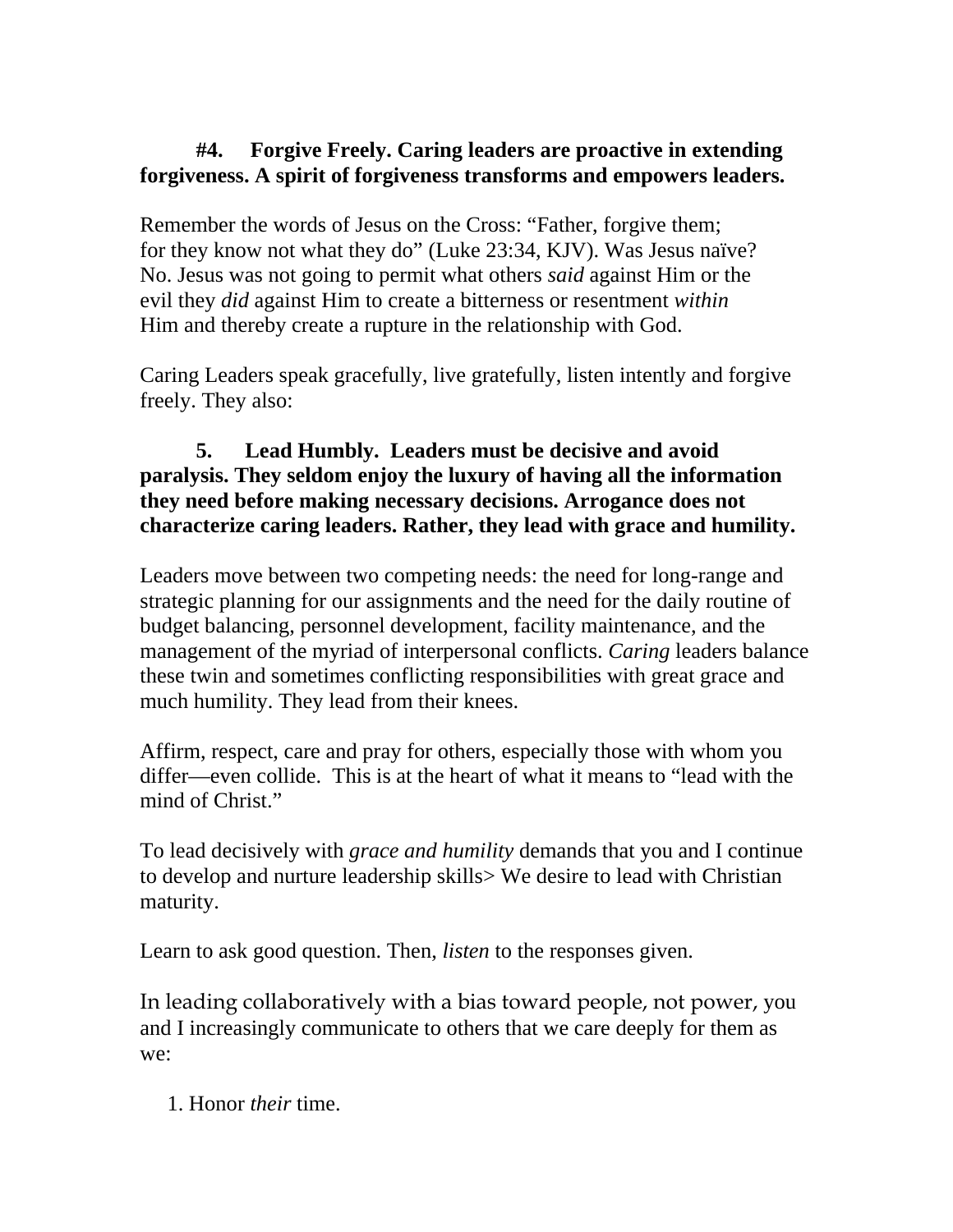**#4. Forgive Freely. Caring leaders are proactive in extending forgiveness. A spirit of forgiveness transforms and empowers leaders.**

Remember the words of Jesus on the Cross: “Father, forgive them; for they know not what they do” (Luke 23:34, KJV). Was Jesus naïve? No. Jesus was not going to permit what others *said* against Him or the evil they *did* against Him to create a bitterness or resentment *within* Him and thereby create a rupture in the relationship with God.

Caring Leaders speak gracefully, live gratefully, listen intently and forgive freely. They also:

**5. Lead Humbly. Leaders must be decisive and avoid paralysis. They seldom enjoy the luxury of having all the information they need before making necessary decisions. Arrogance does not characterize caring leaders. Rather, they lead with grace and humility.**

Leaders move between two competing needs: the need for long-range and strategic planning for our assignments and the need for the daily routine of budget balancing, personnel development, facility maintenance, and the management of the myriad of interpersonal conflicts. *Caring* leaders balance these twin and sometimes conflicting responsibilities with great grace and much humility. They lead from their knees.

Affirm, respect, care and pray for others, especially those with whom you differ—even collide. This is at the heart of what it means to “lead with the mind of Christ.”

To lead decisively with *grace and humility* demands that you and I continue to develop and nurture leadership skills> We desire to lead with Christian maturity.

Learn to ask good question. Then, *listen* to the responses given.

In leading collaboratively with a bias toward people, not power, you and I increasingly communicate to others that we care deeply for them as we:

1. Honor *their* time.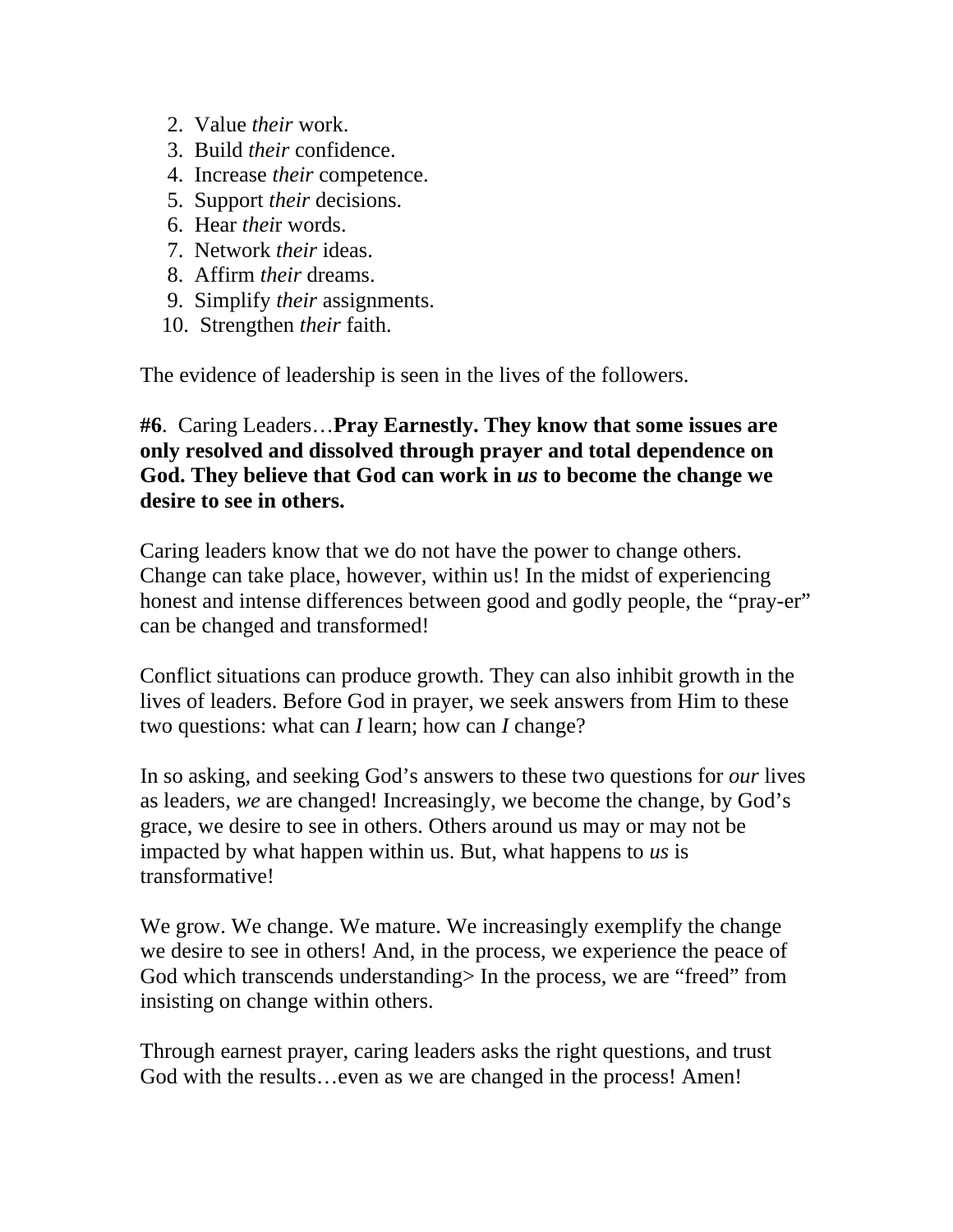2. Value *their* work.
3. Build *their* confidence.
4. Increase *their* competence.
5. Support *their* decisions.
6. Hear *thei*r words.
7. Network *their* ideas.
8. Affirm *their* dreams.
9. Simplify *their* assignments.
10. Strengthen *their* faith.

The evidence of leadership is seen in the lives of the followers.

**#6**. Caring Leaders…**Pray Earnestly. They know that some issues are only resolved and dissolved through prayer and total dependence on God. They believe that God can work in *us* to become the change we desire to see in others.**

Caring leaders know that we do not have the power to change others. Change can take place, however, within us! In the midst of experiencing honest and intense differences between good and godly people, the "pray-er" can be changed and transformed!

Conflict situations can produce growth. They can also inhibit growth in the lives of leaders. Before God in prayer, we seek answers from Him to these two questions: what can *I* learn; how can *I* change?

In so asking, and seeking God's answers to these two questions for *our* lives as leaders, *we* are changed! Increasingly, we become the change, by God's grace, we desire to see in others. Others around us may or may not be impacted by what happen within us. But, what happens to *us* is transformative!

We grow. We change. We mature. We increasingly exemplify the change we desire to see in others! And, in the process, we experience the peace of God which transcends understanding> In the process, we are "freed" from insisting on change within others.

Through earnest prayer, caring leaders asks the right questions, and trust God with the results…even as we are changed in the process! Amen!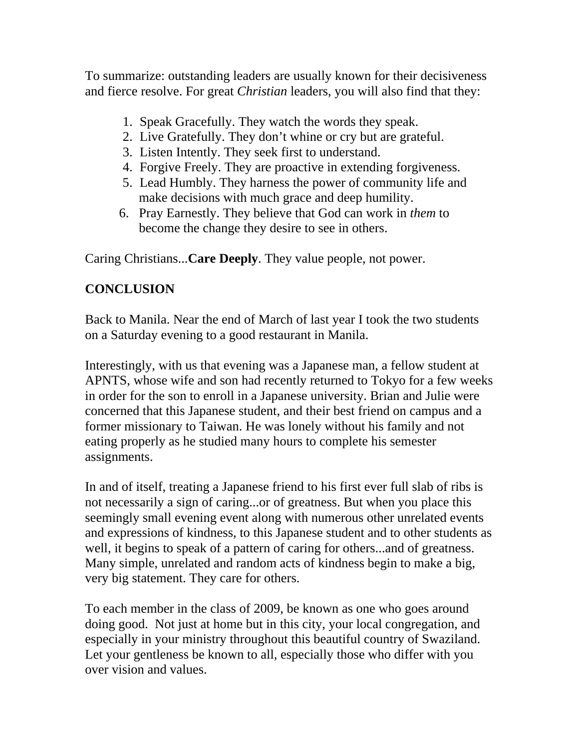To summarize: outstanding leaders are usually known for their decisiveness and fierce resolve. For great *Christian* leaders, you will also find that they:

1. Speak Gracefully. They watch the words they speak.
2. Live Gratefully. They don't whine or cry but are grateful.
3. Listen Intently. They seek first to understand.
4. Forgive Freely. They are proactive in extending forgiveness.
5. Lead Humbly. They harness the power of community life and make decisions with much grace and deep humility.
6. Pray Earnestly. They believe that God can work in *them* to become the change they desire to see in others.

Caring Christians...**Care Deeply**. They value people, not power.

**CONCLUSION**

Back to Manila. Near the end of March of last year I took the two students on a Saturday evening to a good restaurant in Manila.

Interestingly, with us that evening was a Japanese man, a fellow student at APNTS, whose wife and son had recently returned to Tokyo for a few weeks in order for the son to enroll in a Japanese university. Brian and Julie were concerned that this Japanese student, and their best friend on campus and a former missionary to Taiwan. He was lonely without his family and not eating properly as he studied many hours to complete his semester assignments.

In and of itself, treating a Japanese friend to his first ever full slab of ribs is not necessarily a sign of caring...or of greatness. But when you place this seemingly small evening event along with numerous other unrelated events and expressions of kindness, to this Japanese student and to other students as well, it begins to speak of a pattern of caring for others...and of greatness. Many simple, unrelated and random acts of kindness begin to make a big, very big statement. They care for others.

To each member in the class of 2009, be known as one who goes around doing good. Not just at home but in this city, your local congregation, and especially in your ministry throughout this beautiful country of Swaziland. Let your gentleness be known to all, especially those who differ with you over vision and values.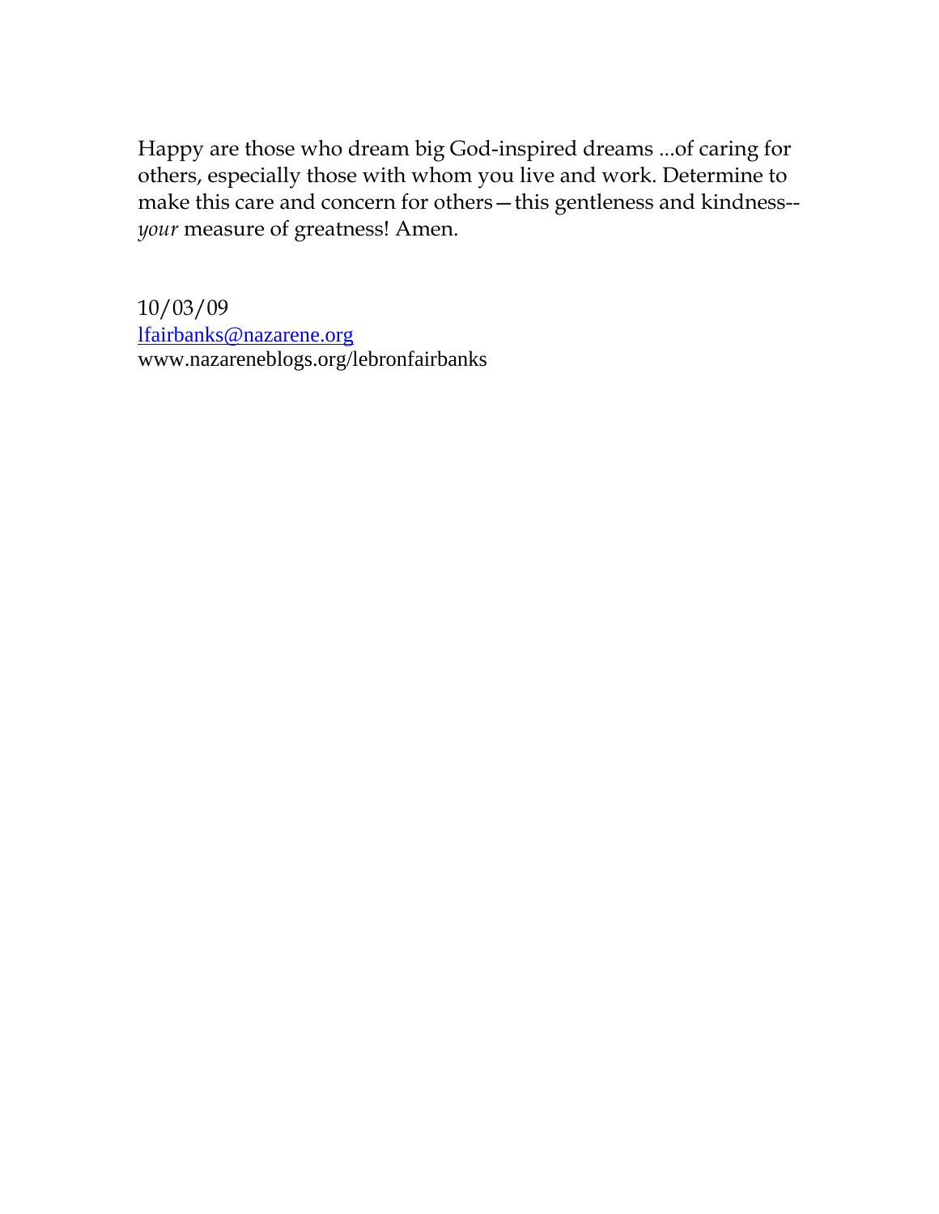Happy are those who dream big God-inspired dreams ...of caring for others, especially those with whom you live and work. Determine to make this care and concern for others—this gentleness and kindness--*your* measure of greatness! Amen.

10/03/09
lfairbanks@nazarene.org
www.nazareneblogs.org/lebronfairbanks